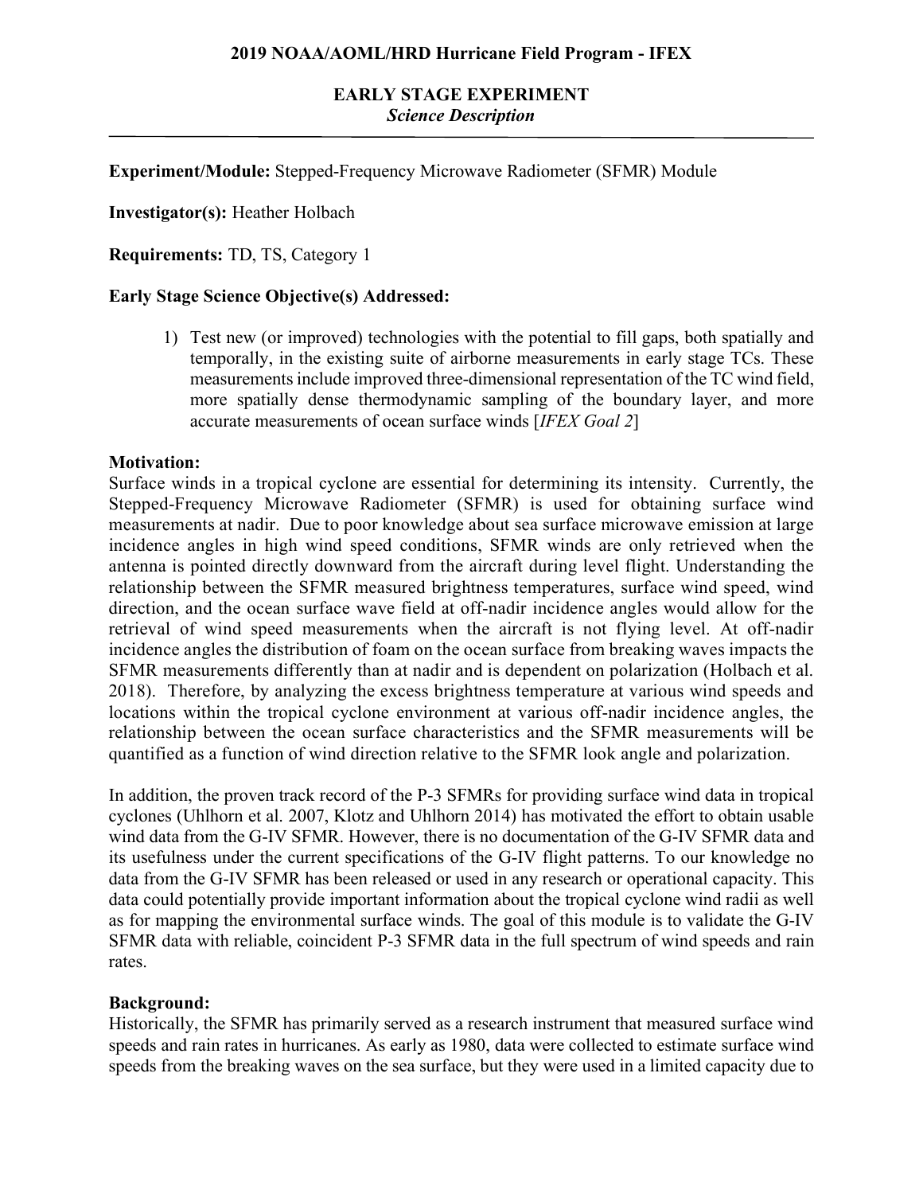**2019 NOAA/AOML/HRD Hurricane Field Program - IFEX**

## EARLY STAGE EXPERIMENT
*Science Description*

---

**Experiment/Module:** Stepped-Frequency Microwave Radiometer (SFMR) Module

**Investigator(s):** Heather Holbach

**Requirements:** TD, TS, Category 1

**Early Stage Science Objective(s) Addressed:**

1) Test new (or improved) technologies with the potential to fill gaps, both spatially and temporally, in the existing suite of airborne measurements in early stage TCs. These measurements include improved three-dimensional representation of the TC wind field, more spatially dense thermodynamic sampling of the boundary layer, and more accurate measurements of ocean surface winds [*IFEX Goal 2*]

**Motivation:**

Surface winds in a tropical cyclone are essential for determining its intensity. Currently, the Stepped-Frequency Microwave Radiometer (SFMR) is used for obtaining surface wind measurements at nadir. Due to poor knowledge about sea surface microwave emission at large incidence angles in high wind speed conditions, SFMR winds are only retrieved when the antenna is pointed directly downward from the aircraft during level flight. Understanding the relationship between the SFMR measured brightness temperatures, surface wind speed, wind direction, and the ocean surface wave field at off-nadir incidence angles would allow for the retrieval of wind speed measurements when the aircraft is not flying level. At off-nadir incidence angles the distribution of foam on the ocean surface from breaking waves impacts the SFMR measurements differently than at nadir and is dependent on polarization (Holbach et al. 2018). Therefore, by analyzing the excess brightness temperature at various wind speeds and locations within the tropical cyclone environment at various off-nadir incidence angles, the relationship between the ocean surface characteristics and the SFMR measurements will be quantified as a function of wind direction relative to the SFMR look angle and polarization.

In addition, the proven track record of the P-3 SFMRs for providing surface wind data in tropical cyclones (Uhlhorn et al. 2007, Klotz and Uhlhorn 2014) has motivated the effort to obtain usable wind data from the G-IV SFMR. However, there is no documentation of the G-IV SFMR data and its usefulness under the current specifications of the G-IV flight patterns. To our knowledge no data from the G-IV SFMR has been released or used in any research or operational capacity. This data could potentially provide important information about the tropical cyclone wind radii as well as for mapping the environmental surface winds. The goal of this module is to validate the G-IV SFMR data with reliable, coincident P-3 SFMR data in the full spectrum of wind speeds and rain rates.

**Background:**

Historically, the SFMR has primarily served as a research instrument that measured surface wind speeds and rain rates in hurricanes. As early as 1980, data were collected to estimate surface wind speeds from the breaking waves on the sea surface, but they were used in a limited capacity due to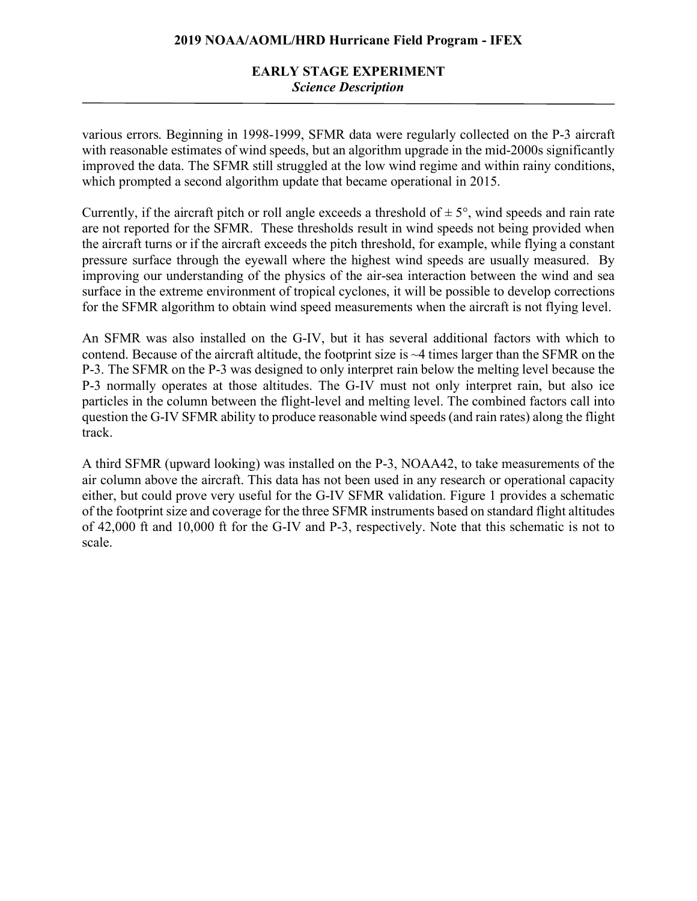various errors. Beginning in 1998-1999, SFMR data were regularly collected on the P-3 aircraft with reasonable estimates of wind speeds, but an algorithm upgrade in the mid-2000s significantly improved the data. The SFMR still struggled at the low wind regime and within rainy conditions, which prompted a second algorithm update that became operational in 2015.

Currently, if the aircraft pitch or roll angle exceeds a threshold of ± 5°, wind speeds and rain rate are not reported for the SFMR. These thresholds result in wind speeds not being provided when the aircraft turns or if the aircraft exceeds the pitch threshold, for example, while flying a constant pressure surface through the eyewall where the highest wind speeds are usually measured. By improving our understanding of the physics of the air-sea interaction between the wind and sea surface in the extreme environment of tropical cyclones, it will be possible to develop corrections for the SFMR algorithm to obtain wind speed measurements when the aircraft is not flying level.

An SFMR was also installed on the G-IV, but it has several additional factors with which to contend. Because of the aircraft altitude, the footprint size is ~4 times larger than the SFMR on the P-3. The SFMR on the P-3 was designed to only interpret rain below the melting level because the P-3 normally operates at those altitudes. The G-IV must not only interpret rain, but also ice particles in the column between the flight-level and melting level. The combined factors call into question the G-IV SFMR ability to produce reasonable wind speeds (and rain rates) along the flight track.

A third SFMR (upward looking) was installed on the P-3, NOAA42, to take measurements of the air column above the aircraft. This data has not been used in any research or operational capacity either, but could prove very useful for the G-IV SFMR validation. Figure 1 provides a schematic of the footprint size and coverage for the three SFMR instruments based on standard flight altitudes of 42,000 ft and 10,000 ft for the G-IV and P-3, respectively. Note that this schematic is not to scale.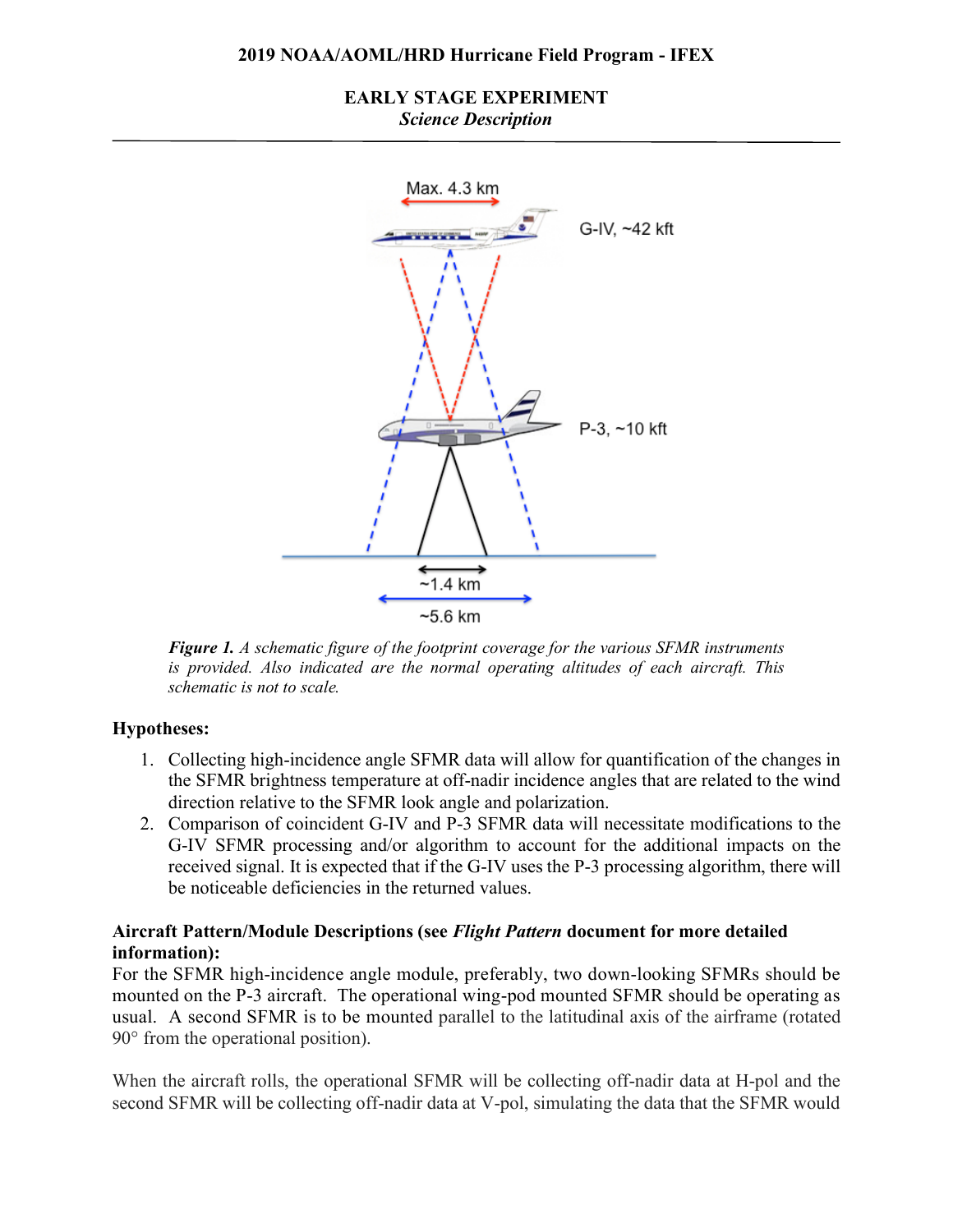Max. 4.3 km

G-IV, ~42 kft

P-3, ~10 kft

~1.4 km

~5.6 km

***Figure 1.*** *A schematic figure of the footprint coverage for the various SFMR instruments is provided. Also indicated are the normal operating altitudes of each aircraft. This schematic is not to scale.*

**Hypotheses:**

1. Collecting high-incidence angle SFMR data will allow for quantification of the changes in the SFMR brightness temperature at off-nadir incidence angles that are related to the wind direction relative to the SFMR look angle and polarization.
2. Comparison of coincident G-IV and P-3 SFMR data will necessitate modifications to the G-IV SFMR processing and/or algorithm to account for the additional impacts on the received signal. It is expected that if the G-IV uses the P-3 processing algorithm, there will be noticeable deficiencies in the returned values.

**Aircraft Pattern/Module Descriptions (see *Flight Pattern* document for more detailed information):**

For the SFMR high-incidence angle module, preferably, two down-looking SFMRs should be mounted on the P-3 aircraft. The operational wing-pod mounted SFMR should be operating as usual. A second SFMR is to be mounted parallel to the latitudinal axis of the airframe (rotated 90° from the operational position).

When the aircraft rolls, the operational SFMR will be collecting off-nadir data at H-pol and the second SFMR will be collecting off-nadir data at V-pol, simulating the data that the SFMR would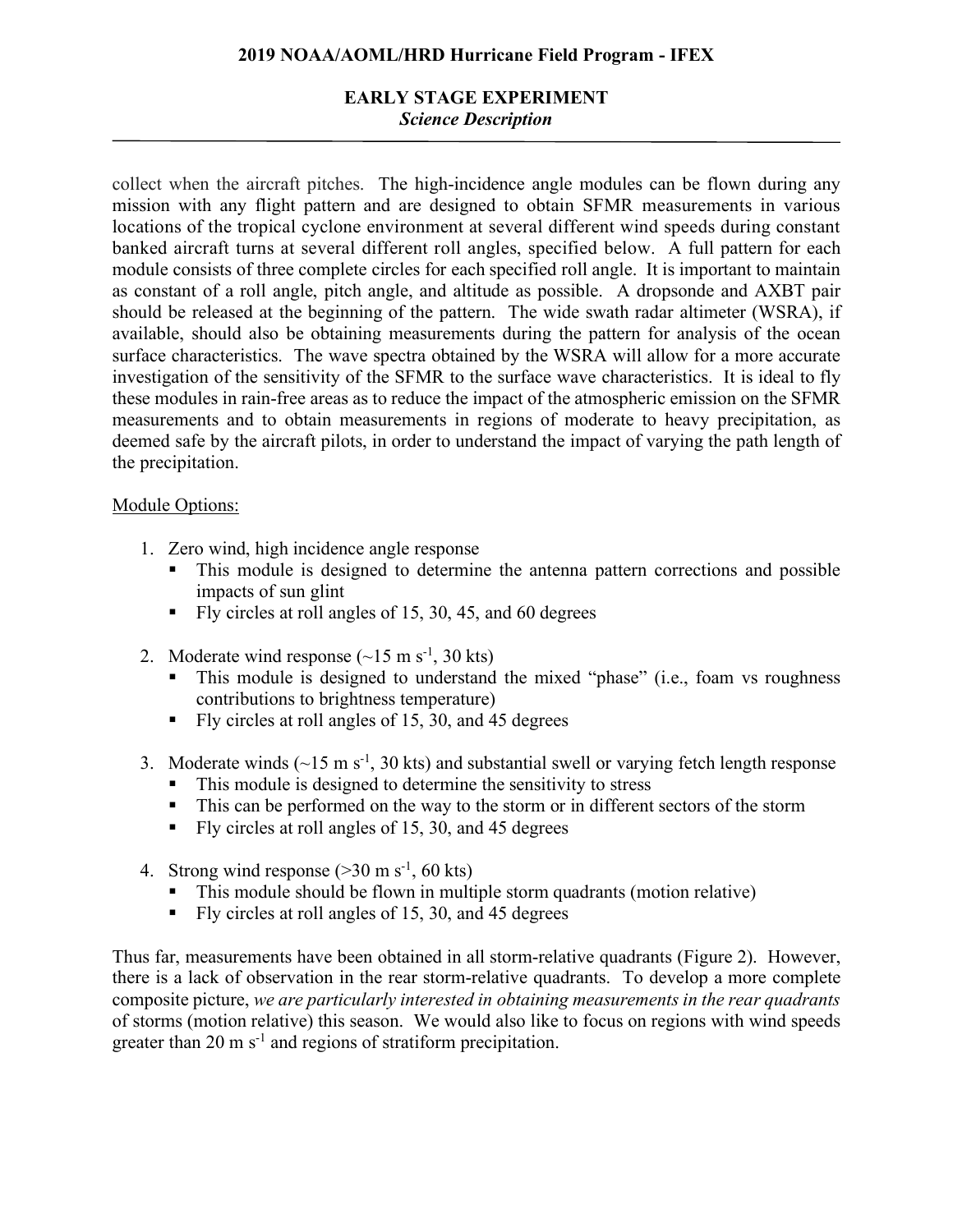collect when the aircraft pitches. The high-incidence angle modules can be flown during any mission with any flight pattern and are designed to obtain SFMR measurements in various locations of the tropical cyclone environment at several different wind speeds during constant banked aircraft turns at several different roll angles, specified below. A full pattern for each module consists of three complete circles for each specified roll angle. It is important to maintain as constant of a roll angle, pitch angle, and altitude as possible. A dropsonde and AXBT pair should be released at the beginning of the pattern. The wide swath radar altimeter (WSRA), if available, should also be obtaining measurements during the pattern for analysis of the ocean surface characteristics. The wave spectra obtained by the WSRA will allow for a more accurate investigation of the sensitivity of the SFMR to the surface wave characteristics. It is ideal to fly these modules in rain-free areas as to reduce the impact of the atmospheric emission on the SFMR measurements and to obtain measurements in regions of moderate to heavy precipitation, as deemed safe by the aircraft pilots, in order to understand the impact of varying the path length of the precipitation.

Module Options:

1. Zero wind, high incidence angle response
   - This module is designed to determine the antenna pattern corrections and possible impacts of sun glint
   - Fly circles at roll angles of 15, 30, 45, and 60 degrees

2. Moderate wind response (~15 m s$^{-1}$, 30 kts)
   - This module is designed to understand the mixed "phase" (i.e., foam vs roughness contributions to brightness temperature)
   - Fly circles at roll angles of 15, 30, and 45 degrees

3. Moderate winds (~15 m s$^{-1}$, 30 kts) and substantial swell or varying fetch length response
   - This module is designed to determine the sensitivity to stress
   - This can be performed on the way to the storm or in different sectors of the storm
   - Fly circles at roll angles of 15, 30, and 45 degrees

4. Strong wind response (>30 m s$^{-1}$, 60 kts)
   - This module should be flown in multiple storm quadrants (motion relative)
   - Fly circles at roll angles of 15, 30, and 45 degrees

Thus far, measurements have been obtained in all storm-relative quadrants (Figure 2). However, there is a lack of observation in the rear storm-relative quadrants. To develop a more complete composite picture, *we are particularly interested in obtaining measurements in the rear quadrants* of storms (motion relative) this season. We would also like to focus on regions with wind speeds greater than 20 m s$^{-1}$ and regions of stratiform precipitation.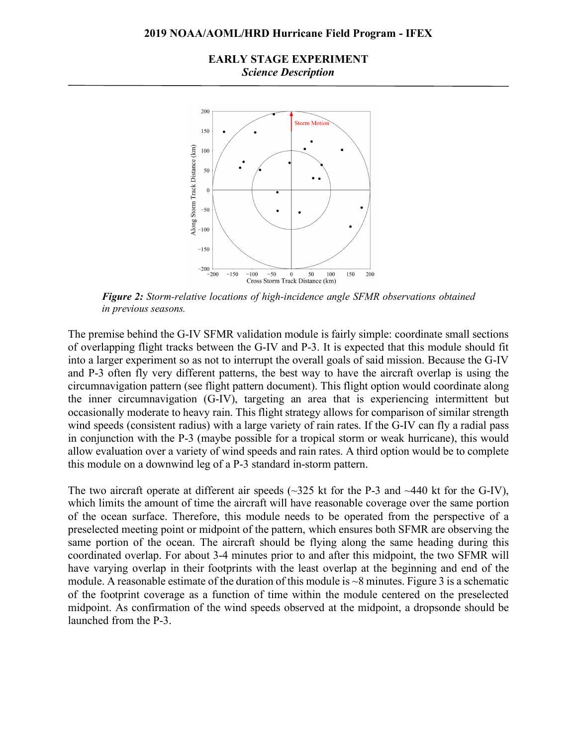## EARLY STAGE EXPERIMENT

*Science Description*

***Figure 2:*** *Storm-relative locations of high-incidence angle SFMR observations obtained in previous seasons.*

The premise behind the G-IV SFMR validation module is fairly simple: coordinate small sections of overlapping flight tracks between the G-IV and P-3. It is expected that this module should fit into a larger experiment so as not to interrupt the overall goals of said mission. Because the G-IV and P-3 often fly very different patterns, the best way to have the aircraft overlap is using the circumnavigation pattern (see flight pattern document). This flight option would coordinate along the inner circumnavigation (G-IV), targeting an area that is experiencing intermittent but occasionally moderate to heavy rain. This flight strategy allows for comparison of similar strength wind speeds (consistent radius) with a large variety of rain rates. If the G-IV can fly a radial pass in conjunction with the P-3 (maybe possible for a tropical storm or weak hurricane), this would allow evaluation over a variety of wind speeds and rain rates. A third option would be to complete this module on a downwind leg of a P-3 standard in-storm pattern.

The two aircraft operate at different air speeds (~325 kt for the P-3 and ~440 kt for the G-IV), which limits the amount of time the aircraft will have reasonable coverage over the same portion of the ocean surface. Therefore, this module needs to be operated from the perspective of a preselected meeting point or midpoint of the pattern, which ensures both SFMR are observing the same portion of the ocean. The aircraft should be flying along the same heading during this coordinated overlap. For about 3-4 minutes prior to and after this midpoint, the two SFMR will have varying overlap in their footprints with the least overlap at the beginning and end of the module. A reasonable estimate of the duration of this module is ~8 minutes. Figure 3 is a schematic of the footprint coverage as a function of time within the module centered on the preselected midpoint. As confirmation of the wind speeds observed at the midpoint, a dropsonde should be launched from the P-3.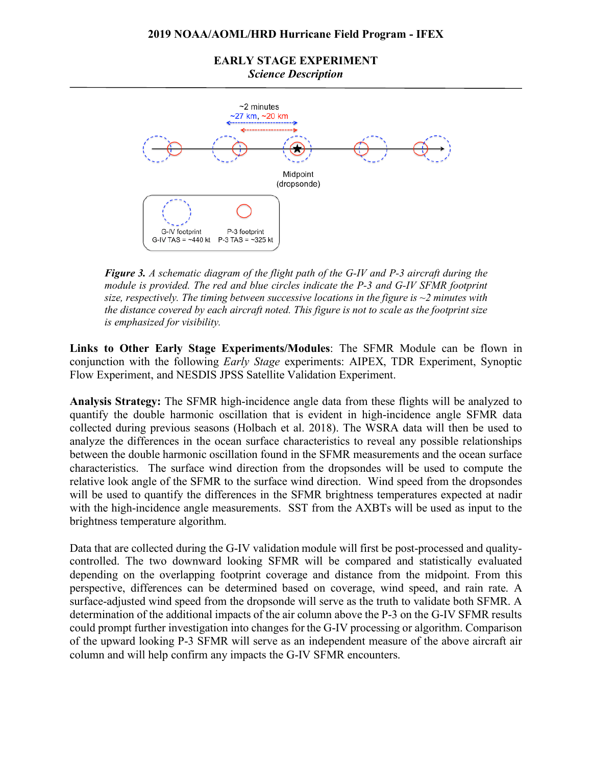## EARLY STAGE EXPERIMENT

*Science Description*

***Figure 3.*** *A schematic diagram of the flight path of the G-IV and P-3 aircraft during the module is provided. The red and blue circles indicate the P-3 and G-IV SFMR footprint size, respectively. The timing between successive locations in the figure is ~2 minutes with the distance covered by each aircraft noted. This figure is not to scale as the footprint size is emphasized for visibility.*

**Links to Other Early Stage Experiments/Modules**: The SFMR Module can be flown in conjunction with the following *Early Stage* experiments: AIPEX, TDR Experiment, Synoptic Flow Experiment, and NESDIS JPSS Satellite Validation Experiment.

**Analysis Strategy:** The SFMR high-incidence angle data from these flights will be analyzed to quantify the double harmonic oscillation that is evident in high-incidence angle SFMR data collected during previous seasons (Holbach et al. 2018). The WSRA data will then be used to analyze the differences in the ocean surface characteristics to reveal any possible relationships between the double harmonic oscillation found in the SFMR measurements and the ocean surface characteristics. The surface wind direction from the dropsondes will be used to compute the relative look angle of the SFMR to the surface wind direction. Wind speed from the dropsondes will be used to quantify the differences in the SFMR brightness temperatures expected at nadir with the high-incidence angle measurements. SST from the AXBTs will be used as input to the brightness temperature algorithm.

Data that are collected during the G-IV validation module will first be post-processed and quality-controlled. The two downward looking SFMR will be compared and statistically evaluated depending on the overlapping footprint coverage and distance from the midpoint. From this perspective, differences can be determined based on coverage, wind speed, and rain rate. A surface-adjusted wind speed from the dropsonde will serve as the truth to validate both SFMR. A determination of the additional impacts of the air column above the P-3 on the G-IV SFMR results could prompt further investigation into changes for the G-IV processing or algorithm. Comparison of the upward looking P-3 SFMR will serve as an independent measure of the above aircraft air column and will help confirm any impacts the G-IV SFMR encounters.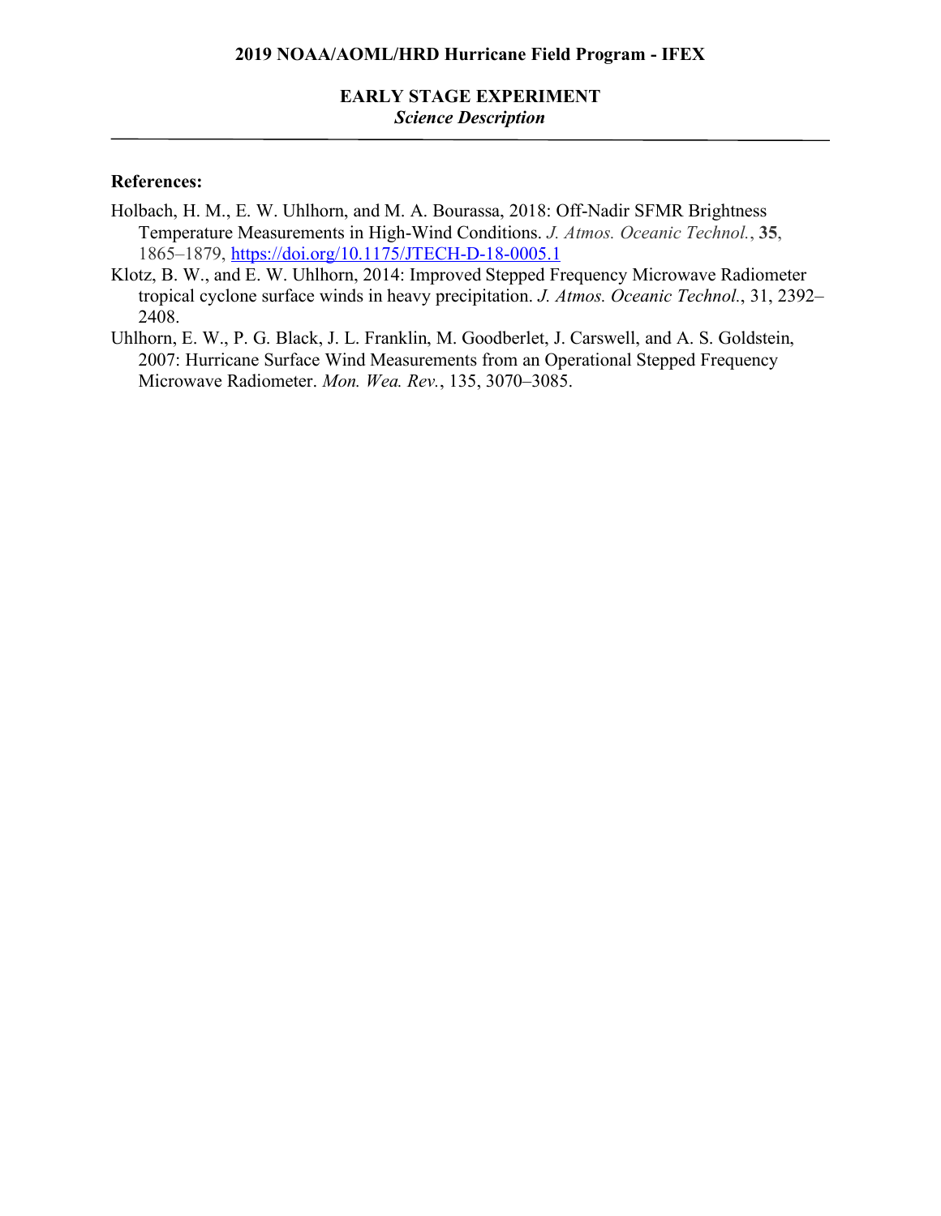**References:**

Holbach, H. M., E. W. Uhlhorn, and M. A. Bourassa, 2018: Off-Nadir SFMR Brightness Temperature Measurements in High-Wind Conditions. *J. Atmos. Oceanic Technol.*, **35**, 1865–1879, https://doi.org/10.1175/JTECH-D-18-0005.1

Klotz, B. W., and E. W. Uhlhorn, 2014: Improved Stepped Frequency Microwave Radiometer tropical cyclone surface winds in heavy precipitation. *J. Atmos. Oceanic Technol.*, 31, 2392–2408.

Uhlhorn, E. W., P. G. Black, J. L. Franklin, M. Goodberlet, J. Carswell, and A. S. Goldstein, 2007: Hurricane Surface Wind Measurements from an Operational Stepped Frequency Microwave Radiometer. *Mon. Wea. Rev.*, 135, 3070–3085.